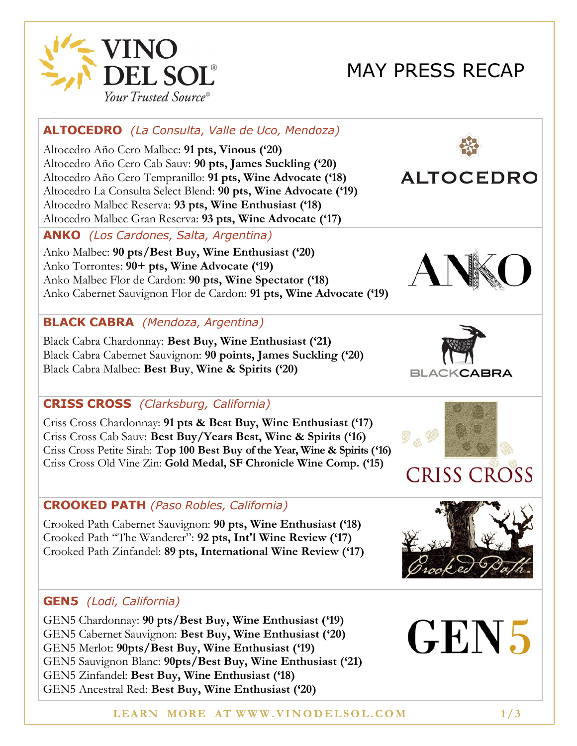# MAY PRESS RECAP

VINO DEL SOL® Your Trusted Source®

## ALTOCEDRO *(La Consulta, Valle de Uco, Mendoza)*

Altocedro Año Cero Malbec: **91 pts, Vinous ('20)**
Altocedro Año Cero Cab Sauv: **90 pts, James Suckling ('20)**
Altocedro Año Cero Tempranillo: **91 pts, Wine Advocate ('18)**
Altocedro La Consulta Select Blend: **90 pts, Wine Advocate ('19)**
Altocedro Malbec Reserva: **93 pts, Wine Enthusiast ('18)**
Altocedro Malbec Gran Reserva: **93 pts, Wine Advocate ('17)**

## ANKO *(Los Cardones, Salta, Argentina)*

Anko Malbec: **90 pts/Best Buy, Wine Enthusiast ('20)**
Anko Torrontes: **90+ pts, Wine Advocate ('19)**
Anko Malbec Flor de Cardon: **90 pts, Wine Spectator ('18)**
Anko Cabernet Sauvignon Flor de Cardon: **91 pts, Wine Advocate ('19)**

## BLACK CABRA *(Mendoza, Argentina)*

Black Cabra Chardonnay: **Best Buy, Wine Enthusiast ('21)**
Black Cabra Cabernet Sauvignon: **90 points, James Suckling ('20)**
Black Cabra Malbec: **Best Buy**, **Wine & Spirits ('20)**

## CRISS CROSS *(Clarksburg, California)*

Criss Cross Chardonnay: **91 pts & Best Buy, Wine Enthusiast ('17)**
Criss Cross Cab Sauv: **Best Buy/Years Best, Wine & Spirits ('16)**
Criss Cross Petite Sirah: **Top 100 Best Buy of the Year, Wine & Spirits ('16)**
Criss Cross Old Vine Zin: **Gold Medal, SF Chronicle Wine Comp. ('15)**

## CROOKED PATH *(Paso Robles, California)*

Crooked Path Cabernet Sauvignon: **90 pts, Wine Enthusiast ('18)**
Crooked Path "The Wanderer": **92 pts, Int'l Wine Review ('17)**
Crooked Path Zinfandel: **89 pts, International Wine Review ('17)**

## GEN5 *(Lodi, California)*

GEN5 Chardonnay: **90 pts/Best Buy, Wine Enthusiast ('19)**
GEN5 Cabernet Sauvignon: **Best Buy, Wine Enthusiast ('20)**
GEN5 Merlot: **90pts/Best Buy, Wine Enthusiast ('19)**
GEN5 Sauvignon Blanc: **90pts/Best Buy, Wine Enthusiast ('21)**
GEN5 Zinfandel: **Best Buy, Wine Enthusiast ('18)**
GEN5 Ancestral Red: **Best Buy, Wine Enthusiast ('20)**

LEARN MORE AT WWW.VINODELSOL.COM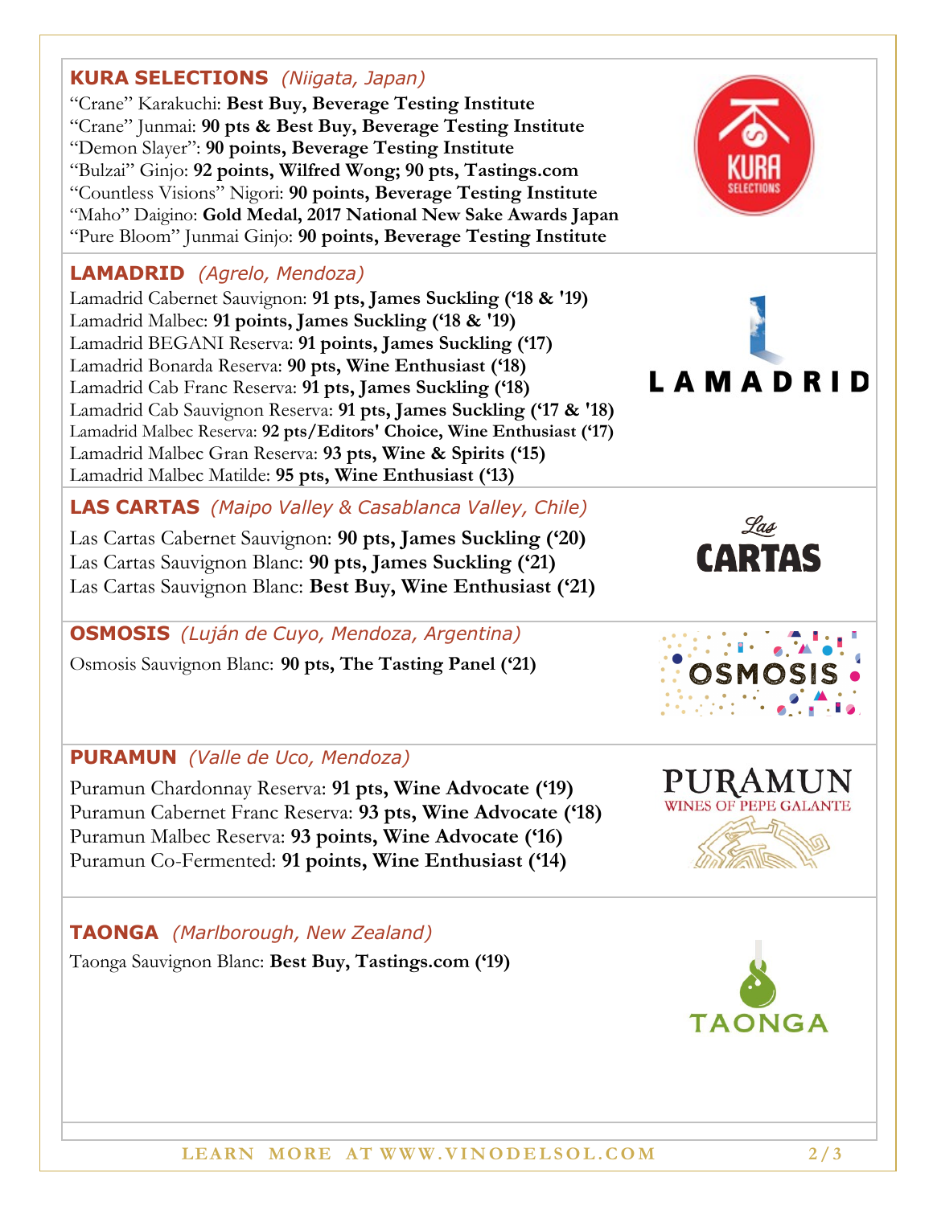## **KURA SELECTIONS** *(Niigata, Japan)*

"Crane" Karakuchi: **Best Buy, Beverage Testing Institute**
"Crane" Junmai: **90 pts & Best Buy, Beverage Testing Institute**
"Demon Slayer": **90 points, Beverage Testing Institute**
"Bulzai" Ginjo: **92 points, Wilfred Wong; 90 pts, Tastings.com**
"Countless Visions" Nigori: **90 points, Beverage Testing Institute**
"Maho" Daigino: **Gold Medal, 2017 National New Sake Awards Japan**
"Pure Bloom" Junmai Ginjo: **90 points, Beverage Testing Institute**

## **LAMADRID** *(Agrelo, Mendoza)*

Lamadrid Cabernet Sauvignon: **91 pts, James Suckling ('18 & '19)**
Lamadrid Malbec: **91 points, James Suckling ('18 & '19)**
Lamadrid BEGANI Reserva: **91 pts, James Suckling ('17)**
Lamadrid Bonarda Reserva: **90 pts, Wine Enthusiast ('18)**
Lamadrid Cab Franc Reserva: **91 pts, James Suckling ('18)**
Lamadrid Cab Sauvignon Reserva: **91 pts, James Suckling ('17 & '18)**
Lamadrid Malbec Reserva: **92 pts/Editors' Choice, Wine Enthusiast ('17)**
Lamadrid Malbec Gran Reserva: **93 pts, Wine & Spirits ('15)**
Lamadrid Malbec Matilde: **95 pts, Wine Enthusiast ('13)**

## **LAS CARTAS** *(Maipo Valley & Casablanca Valley, Chile)*

Las Cartas Cabernet Sauvignon: **90 pts, James Suckling ('20)**
Las Cartas Sauvignon Blanc: **90 pts, James Suckling ('21)**
Las Cartas Sauvignon Blanc: **Best Buy, Wine Enthusiast ('21)**

## **OSMOSIS** *(Luján de Cuyo, Mendoza, Argentina)*

Osmosis Sauvignon Blanc: **90 pts, The Tasting Panel ('21)**

## **PURAMUN** *(Valle de Uco, Mendoza)*

Puramun Chardonnay Reserva: **91 pts, Wine Advocate ('19)**
Puramun Cabernet Franc Reserva: **93 pts, Wine Advocate ('18)**
Puramun Malbec Reserva: **93 points, Wine Advocate ('16)**
Puramun Co-Fermented: **91 points, Wine Enthusiast ('14)**

## **TAONGA** *(Marlborough, New Zealand)*

Taonga Sauvignon Blanc: **Best Buy, Tastings.com ('19)**

LEARN MORE AT WWW.VINODELSOL.COM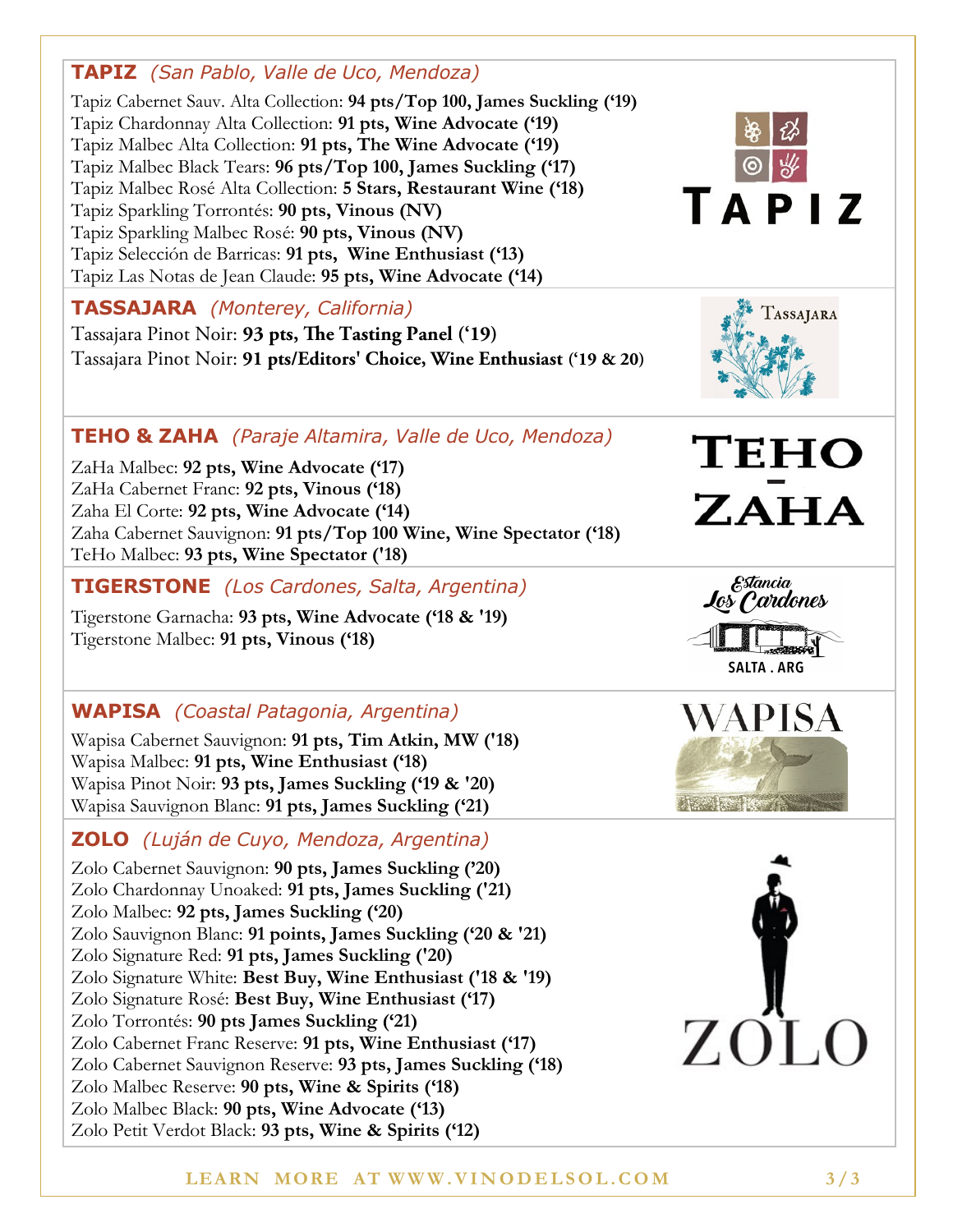## TAPIZ *(San Pablo, Valle de Uco, Mendoza)*

Tapiz Cabernet Sauv. Alta Collection: **94 pts/Top 100, James Suckling ('19)**
Tapiz Chardonnay Alta Collection: **91 pts, Wine Advocate ('19)**
Tapiz Malbec Alta Collection: **91 pts, The Wine Advocate ('19)**
Tapiz Malbec Black Tears: **96 pts/Top 100, James Suckling ('17)**
Tapiz Malbec Rosé Alta Collection: **5 Stars, Restaurant Wine ('18)**
Tapiz Sparkling Torrontés: **90 pts, Vinous (NV)**
Tapiz Sparkling Malbec Rosé: **90 pts, Vinous (NV)**
Tapiz Selección de Barricas: **91 pts, Wine Enthusiast ('13)**
Tapiz Las Notas de Jean Claude: **95 pts, Wine Advocate ('14)**

TAPIZ

## TASSAJARA *(Monterey, California)*

Tassajara Pinot Noir: **93 pts, The Tasting Panel ('19)**
Tassajara Pinot Noir: **91 pts/Editors' Choice, Wine Enthusiast ('19 & 20)**

TASSAJARA

## TEHO & ZAHA *(Paraje Altamira, Valle de Uco, Mendoza)*

ZaHa Malbec: **92 pts, Wine Advocate ('17)**
ZaHa Cabernet Franc: **92 pts, Vinous ('18)**
Zaha El Corte: **92 pts, Wine Advocate ('14)**
Zaha Cabernet Sauvignon: **91 pts/Top 100 Wine, Wine Spectator ('18)**
TeHo Malbec: **93 pts, Wine Spectator ('18)**

TEHO - ZAHA

## TIGERSTONE *(Los Cardones, Salta, Argentina)*

Tigerstone Garnacha: **93 pts, Wine Advocate ('18 & '19)**
Tigerstone Malbec: **91 pts, Vinous ('18)**

Estancia Los Cardones
SALTA . ARG

## WAPISA *(Coastal Patagonia, Argentina)*

Wapisa Cabernet Sauvignon: **91 pts, Tim Atkin, MW ('18)**
Wapisa Malbec: **91 pts, Wine Enthusiast ('18)**
Wapisa Pinot Noir: **93 pts, James Suckling ('19 & '20)**
Wapisa Sauvignon Blanc: **91 pts, James Suckling ('21)**

WAPISA

## ZOLO *(Luján de Cuyo, Mendoza, Argentina)*

Zolo Cabernet Sauvignon: **90 pts, James Suckling ('20)**
Zolo Chardonnay Unoaked: **91 pts, James Suckling ('21)**
Zolo Malbec: **92 pts, James Suckling ('20)**
Zolo Sauvignon Blanc: **91 points, James Suckling ('20 & '21)**
Zolo Signature Red: **91 pts, James Suckling ('20)**
Zolo Signature White: **Best Buy, Wine Enthusiast ('18 & '19)**
Zolo Signature Rosé: **Best Buy, Wine Enthusiast ('17)**
Zolo Torrontés: **90 pts James Suckling ('21)**
Zolo Cabernet Franc Reserve: **91 pts, Wine Enthusiast ('17)**
Zolo Cabernet Sauvignon Reserve: **93 pts, James Suckling ('18)**
Zolo Malbec Reserve: **90 pts, Wine & Spirits ('18)**
Zolo Malbec Black: **90 pts, Wine Advocate ('13)**
Zolo Petit Verdot Black: **93 pts, Wine & Spirits ('12)**

ZOLO

LEARN MORE AT WWW.VINODELSOL.COM